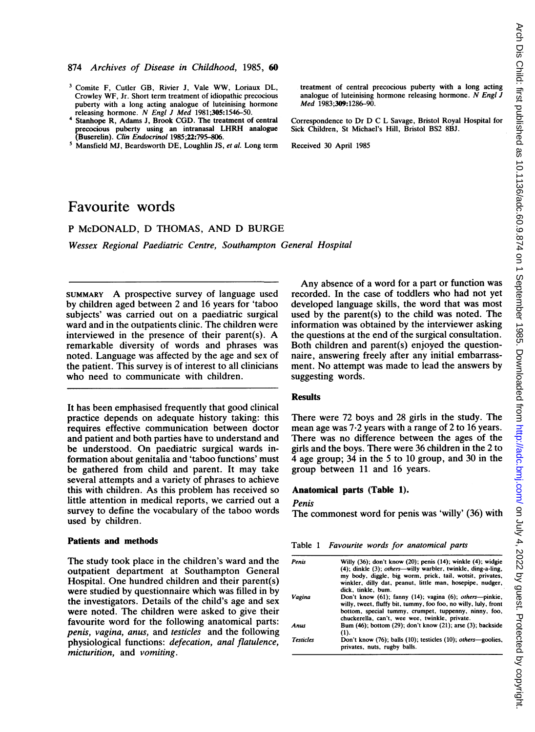[3] Comite F, Cutler GB, Rivier J, Vale WW, Loriaux DL, Crowley WF, Jr. Short term treatment of idiopathic precocious puberty with a long acting analogue of luteinising hormone releasing hormone. *N Engl J Med* 1981;**305**:1546–50.

[4] Stanhope R, Adams J, Brook CGD. The treatment of central precocious puberty using an intranasal LHRH analogue (Buserelin). *Clin Endocrinol* 1985;**22**:795–806.

[5] Mansfield MJ, Beardsworth DE, Loughlin JS, *et al.* Long term treatment of central precocious puberty with a long acting analogue of luteinising hormone releasing hormone. *N Engl J Med* 1983;**309**:1286–90.

Correspondence to Dr D C L Savage, Bristol Royal Hospital for Sick Children, St Michael's Hill, Bristol BS2 8BJ.

Received 30 April 1985

# Favourite words

P McDONALD, D THOMAS, AND D BURGE

*Wessex Regional Paediatric Centre, Southampton General Hospital*

SUMMARY A prospective survey of language used by children aged between 2 and 16 years for 'taboo subjects' was carried out on a paediatric surgical ward and in the outpatients clinic. The children were interviewed in the presence of their parent(s). A remarkable diversity of words and phrases was noted. Language was affected by the age and sex of the patient. This survey is of interest to all clinicians who need to communicate with children.

It has been emphasised frequently that good clinical practice depends on adequate history taking: this requires effective communication between doctor and patient and both parties have to understand and be understood. On paediatric surgical wards information about genitalia and 'taboo functions' must be gathered from child and parent. It may take several attempts and a variety of phrases to achieve this with children. As this problem has received so little attention in medical reports, we carried out a survey to define the vocabulary of the taboo words used by children.

## Patients and methods

The study took place in the children's ward and the outpatient department at Southampton General Hospital. One hundred children and their parent(s) were studied by questionnaire which was filled in by the investigators. Details of the child's age and sex were noted. The children were asked to give their favourite word for the following anatomical parts: *penis, vagina, anus,* and *testicles* and the following physiological functions: *defecation, anal flatulence, micturition,* and *vomiting*.

Any absence of a word for a part or function was recorded. In the case of toddlers who had not yet developed language skills, the word that was most used by the parent(s) to the child was noted. The information was obtained by the interviewer asking the questions at the end of the surgical consultation. Both children and parent(s) enjoyed the questionnaire, answering freely after any initial embarrassment. No attempt was made to lead the answers by suggesting words.

## Results

There were 72 boys and 28 girls in the study. The mean age was 7·2 years with a range of 2 to 16 years. There was no difference between the ages of the girls and the boys. There were 36 children in the 2 to 4 age group; 34 in the 5 to 10 group, and 30 in the group between 11 and 16 years.

### Anatomical parts (Table 1).

*Penis*

The commonest word for penis was 'willy' (36) with

Table 1 *Favourite words for anatomical parts*

| | |
|---|---|
| *Penis* | Willy (36); don't know (20); penis (14); winkle (4); widgie (4); dinkle (3); *others*—willy warbler, twinkle, ding-a-ling, my body, diggle, big worm, prick, tail, wotsit, privates, winkler, dilly dat, peanut, little man, hosepipe, nudger, dick, tinkle, bum. |
| *Vagina* | Don't know (61); fanny (14); vagina (6); *others*—pinkie, willy, tweet, fluffy bit, tummy, foo foo, no willy, luly, front bottom, special tummy, crumpet, tuppenny, ninny, foo, chuckerella, can't, wee wee, twinkle, private. |
| *Anus* | Bum (46); bottom (29); don't know (21); arse (3); backside (1). |
| *Testicles* | Don't know (76); balls (10); testicles (10); *others*—goolies, privates, nuts, rugby balls. |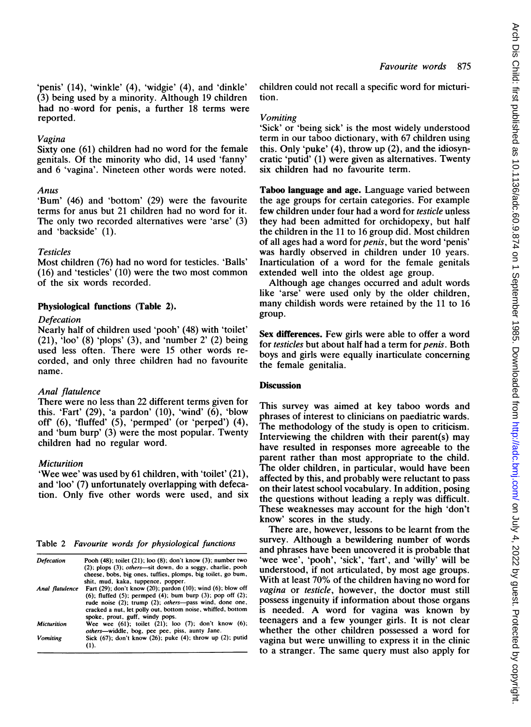'penis' (14), 'winkle' (4), 'widgie' (4), and 'dinkle' (3) being used by a minority. Although 19 children had no word for penis, a further 18 terms were reported.

*Vagina*

Sixty one (61) children had no word for the female genitals. Of the minority who did, 14 used 'fanny' and 6 'vagina'. Nineteen other words were noted.

*Anus*

'Bum' (46) and 'bottom' (29) were the favourite terms for anus but 21 children had no word for it. The only two recorded alternatives were 'arse' (3) and 'backside' (1).

*Testicles*

Most children (76) had no word for testicles. 'Balls' (16) and 'testicles' (10) were the two most common of the six words recorded.

**Physiological functions (Table 2).**

*Defecation*

Nearly half of children used 'pooh' (48) with 'toilet' (21), 'loo' (8) 'plops' (3), and 'number 2' (2) being used less often. There were 15 other words recorded, and only three children had no favourite name.

*Anal flatulence*

There were no less than 22 different terms given for this. 'Fart' (29), 'a pardon' (10), 'wind' (6), 'blow off' (6), 'fluffed' (5), 'permped' (or 'perped') (4), and 'bum burp' (3) were the most popular. Twenty children had no regular word.

*Micturition*

'Wee wee' was used by 61 children, with 'toilet' (21), and 'loo' (7) unfortunately overlapping with defecation. Only five other words were used, and six children could not recall a specific word for micturition.

*Vomiting*

'Sick' or 'being sick' is the most widely understood term in our taboo dictionary, with 67 children using this. Only 'puke' (4), throw up (2), and the idiosyncratic 'putid' (1) were given as alternatives. Twenty six children had no favourite term.

Table 2 *Favourite words for physiological functions*

| | |
|---|---|
| *Defecation* | Pooh (48); toilet (21); loo (8); don't know (3); number two (2); plops (3); *others*—sit down, do a soggy, charlie, pooh cheese, bobs, big ones, tuffies, plomps, big toilet, go bum, shit, mud, kaka, tuppence, popper. |
| *Anal flatulence* | Fart (29); don't know (20); pardon (10); wind (6); blow off (6); fluffed (5); permped (4); bum burp (3); pop off (2); rude noise (2); trump (2); *others*—pass wind, done one, cracked a nut, let polly out, bottom noise, whiffed, bottom spoke, prout, guff, windy pops. |
| *Micturition* | Wee wee (61); toilet (21); loo (7); don't know (6); *others*—widdle, bog, pee pee, piss, aunty Jane. |
| *Vomiting* | Sick (67); don't know (26); puke (4); throw up (2); putid (1). |

**Taboo language and age.** Language varied between the age groups for certain categories. For example few children under four had a word for *testicle* unless they had been admitted for orchidopexy, but half the children in the 11 to 16 group did. Most children of all ages had a word for *penis*, but the word 'penis' was hardly observed in children under 10 years. Inarticulation of a word for the female genitals extended well into the oldest age group.

Although age changes occurred and adult words like 'arse' were used only by the older children, many childish words were retained by the 11 to 16 group.

**Sex differences.** Few girls were able to offer a word for *testicles* but about half had a term for *penis*. Both boys and girls were equally inarticulate concerning the female genitalia.

## Discussion

This survey was aimed at key taboo words and phrases of interest to clinicians on paediatric wards. The methodology of the study is open to criticism. Interviewing the children with their parent(s) may have resulted in responses more agreeable to the parent rather than most appropriate to the child. The older children, in particular, would have been affected by this, and probably were reluctant to pass on their latest school vocabulary. In addition, posing the questions without leading a reply was difficult. These weaknesses may account for the high 'don't know' scores in the study.

There are, however, lessons to be learnt from the survey. Although a bewildering number of words and phrases have been uncovered it is probable that 'wee wee', 'pooh', 'sick', 'fart', and 'willy' will be understood, if not articulated, by most age groups. With at least 70% of the children having no word for *vagina* or *testicle*, however, the doctor must still possess ingenuity if information about those organs is needed. A word for vagina was known by teenagers and a few younger girls. It is not clear whether the other children possessed a word for vagina but were unwilling to express it in the clinic to a stranger. The same query must also apply for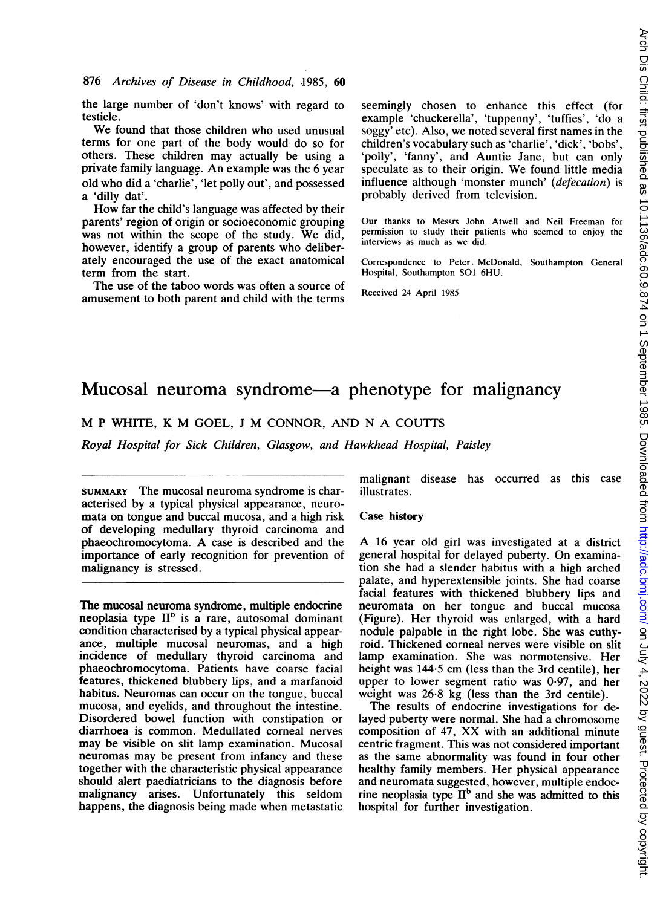the large number of 'don't knows' with regard to testicle.

We found that those children who used unusual terms for one part of the body would do so for others. These children may actually be using a private family language. An example was the 6 year old who did a 'charlie', 'let polly out', and possessed a 'dilly dat'.

How far the child's language was affected by their parents' region of origin or socioeconomic grouping was not within the scope of the study. We did, however, identify a group of parents who deliberately encouraged the use of the exact anatomical term from the start.

The use of the taboo words was often a source of amusement to both parent and child with the terms seemingly chosen to enhance this effect (for example 'chuckerella', 'tuppenny', 'tuffies', 'do a soggy' etc). Also, we noted several first names in the children's vocabulary such as 'charlie', 'dick', 'bobs', 'polly', 'fanny', and Auntie Jane, but can only speculate as to their origin. We found little media influence although 'monster munch' (*defecation*) is probably derived from television.

Our thanks to Messrs John Atwell and Neil Freeman for permission to study their patients who seemed to enjoy the interviews as much as we did.

Correspondence to Peter McDonald, Southampton General Hospital, Southampton SO1 6HU.

Received 24 April 1985

# Mucosal neuroma syndrome—a phenotype for malignancy

M P WHITE, K M GOEL, J M CONNOR, AND N A COUTTS

*Royal Hospital for Sick Children, Glasgow, and Hawkhead Hospital, Paisley*

SUMMARY The mucosal neuroma syndrome is characterised by a typical physical appearance, neuromata on tongue and buccal mucosa, and a high risk of developing medullary thyroid carcinoma and phaeochromocytoma. A case is described and the importance of early recognition for prevention of malignancy is stressed.

**The mucosal neuroma syndrome, multiple endocrine** neoplasia type II[b] is a rare, autosomal dominant condition characterised by a typical physical appearance, multiple mucosal neuromas, and a high incidence of medullary thyroid carcinoma and phaeochromocytoma. Patients have coarse facial features, thickened blubbery lips, and a marfanoid habitus. Neuromas can occur on the tongue, buccal mucosa, and eyelids, and throughout the intestine. Disordered bowel function with constipation or diarrhoea is common. Medullated corneal nerves may be visible on slit lamp examination. Mucosal neuromas may be present from infancy and these together with the characteristic physical appearance should alert paediatricians to the diagnosis before malignancy arises. Unfortunately this seldom happens, the diagnosis being made when metastatic malignant disease has occurred as this case illustrates.

## Case history

A 16 year old girl was investigated at a district general hospital for delayed puberty. On examination she had a slender habitus with a high arched palate, and hyperextensible joints. She had coarse facial features with thickened blubbery lips and neuromata on her tongue and buccal mucosa (Figure). Her thyroid was enlarged, with a hard nodule palpable in the right lobe. She was euthyroid. Thickened corneal nerves were visible on slit lamp examination. She was normotensive. Her height was 144·5 cm (less than the 3rd centile), her upper to lower segment ratio was 0·97, and her weight was 26·8 kg (less than the 3rd centile).

The results of endocrine investigations for delayed puberty were normal. She had a chromosome composition of 47, XX with an additional minute centric fragment. This was not considered important as the same abnormality was found in four other healthy family members. Her physical appearance and neuromata suggested, however, multiple endocrine neoplasia type II[b] and she was admitted to this hospital for further investigation.